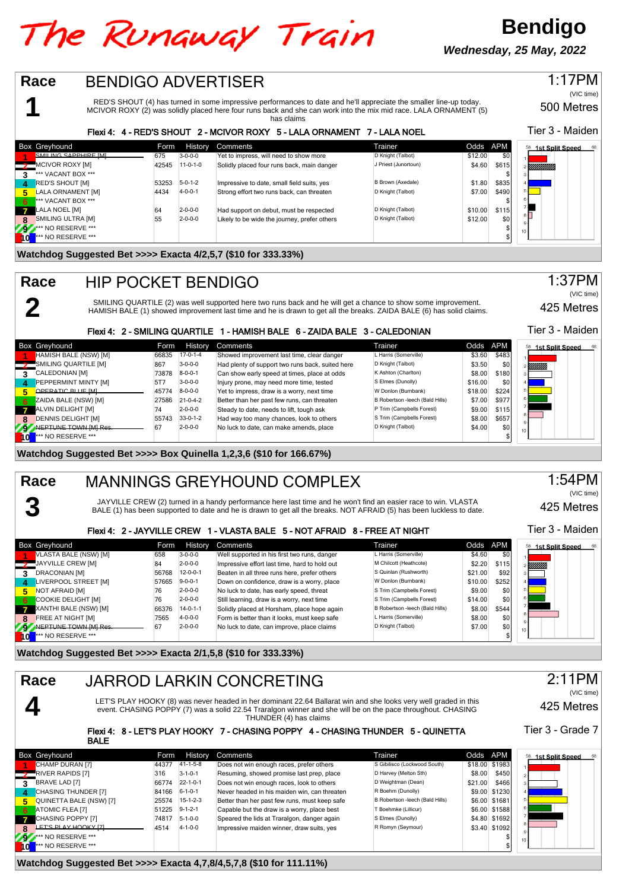# The Runaway Train

## Bendigo

***Wednesday, 25 May, 2022***

## Race 1 — BENDIGO ADVERTISER

1:17PM (VIC time) — 500 Metres — Tier 3 - Maiden

RED'S SHOUT (4) has turned in some impressive performances to date and he'll appreciate the smaller line-up today. MCIVOR ROXY (2) was solidly placed here four runs back and she can work into the mix mid race. LALA ORNAMENT (5) has claims

**Flexi 4: 4 - RED'S SHOUT 2 - MCIVOR ROXY 5 - LALA ORNAMENT 7 - LALA NOEL**

| Box | Greyhound | Form | History | Comments | Trainer | Odds | APM |
|---|---|---|---|---|---|---|---|
| 1 | ~~SMILING SAPPHIRE [M]~~ | 675 | 3-0-0-0 | Yet to impress, will need to show more | D Knight (Talbot) | $12.00 | $0 |
| 2 | MCIVOR ROXY [M] | 42545 | 11-0-1-0 | Solidly placed four runs back, main danger | J Priest (Junortoun) | $4.60 | $615 |
| 3 | *** VACANT BOX *** | | | | | | $ |
| 4 | RED'S SHOUT [M] | 53253 | 5-0-1-2 | Impressive to date, small field suits, yes | B Brown (Axedale) | $1.80 | $835 |
| 5 | LALA ORNAMENT [M] | 4434 | 4-0-0-1 | Strong effort two runs back, can threaten | D Knight (Talbot) | $7.00 | $490 |
| 6 | *** VACANT BOX *** | | | | | | $ |
| 7 | LALA NOEL [M] | 64 | 2-0-0-0 | Had support on debut, must be respected | D Knight (Talbot) | $10.00 | $115 |
| 8 | SMILING ULTRA [M] | 55 | 2-0-0-0 | Likely to be wide the journey, prefer others | D Knight (Talbot) | $12.00 | $0 |
| 9 | *** NO RESERVE *** | | | | | | $ |
| 10 | *** NO RESERVE *** | | | | | | $ |

**Watchdog Suggested Bet >>>> Exacta 4/2,5,7 ($10 for 333.33%)**

## Race 2 — HIP POCKET BENDIGO

1:37PM (VIC time) — 425 Metres — Tier 3 - Maiden

SMILING QUARTILE (2) was well supported here two runs back and he will get a chance to show some improvement. HAMISH BALE (1) showed improvement last time and he is drawn to get all the breaks. ZAIDA BALE (6) has solid claims.

**Flexi 4: 2 - SMILING QUARTILE 1 - HAMISH BALE 6 - ZAIDA BALE 3 - CALEDONIAN**

| Box | Greyhound | Form | History | Comments | Trainer | Odds | APM |
|---|---|---|---|---|---|---|---|
| 1 | HAMISH BALE (NSW) [M] | 66835 | 17-0-1-4 | Showed improvement last time, clear danger | L Harris (Somerville) | $3.60 | $483 |
| 2 | SMILING QUARTILE [M] | 867 | 3-0-0-0 | Had plenty of support two runs back, suited here | D Knight (Talbot) | $3.50 | $0 |
| 3 | CALEDONIAN [M] | 73878 | 8-0-0-1 | Can show early speed at times, place at odds | K Ashton (Charlton) | $8.00 | $180 |
| 4 | PEPPERMINT MINTY [M] | 5T7 | 3-0-0-0 | Injury prone, may need more time, tested | S Elmes (Dunolly) | $16.00 | $0 |
| 5 | ~~OPERATIC BLUE [M]~~ | 45774 | 8-0-0-0 | Yet to impress, draw is a worry, next time | W Donlon (Burnbank) | $18.00 | $224 |
| 6 | ZAIDA BALE (NSW) [M] | 27586 | 21-0-4-2 | Better than her past few runs, can threaten | B Robertson -leech (Bald Hills) | $7.00 | $977 |
| 7 | ALVIN DELIGHT [M] | 74 | 2-0-0-0 | Steady to date, needs to lift, tough ask | P Trim (Campbells Forest) | $9.00 | $115 |
| 8 | DENNIS DELIGHT [M] | 55743 | 33-0-1-2 | Had way too many chances, look to others | S Trim (Campbells Forest) | $8.00 | $657 |
| 9 | ~~NEPTUNE TOWN [M] Res.~~ | 67 | 2-0-0-0 | No luck to date, can make amends, place | D Knight (Talbot) | $4.00 | $0 |
| 10 | *** NO RESERVE *** | | | | | | $ |

**Watchdog Suggested Bet >>>> Box Quinella 1,2,3,6 ($10 for 166.67%)**

## Race 3 — MANNINGS GREYHOUND COMPLEX

1:54PM (VIC time) — 425 Metres — Tier 3 - Maiden

JAYVILLE CREW (2) turned in a handy performance here last time and he won't find an easier race to win. VLASTA BALE (1) has been supported to date and he is drawn to get all the breaks. NOT AFRAID (5) has been luckless to date.

**Flexi 4: 2 - JAYVILLE CREW 1 - VLASTA BALE 5 - NOT AFRAID 8 - FREE AT NIGHT**

| Box | Greyhound | Form | History | Comments | Trainer | Odds | APM |
|---|---|---|---|---|---|---|---|
| 1 | VLASTA BALE (NSW) [M] | 658 | 3-0-0-0 | Well supported in his first two runs, danger | L Harris (Somerville) | $4.60 | $0 |
| 2 | JAYVILLE CREW [M] | 84 | 2-0-0-0 | Impressive effort last time, hard to hold out | M Chilcott (Heathcote) | $2.20 | $115 |
| 3 | DRACONIAN [M] | 56768 | 12-0-0-1 | Beaten in all three runs here, prefer others | S Quinlan (Rushworth) | $21.00 | $92 |
| 4 | LIVERPOOL STREET [M] | 57665 | 9-0-0-1 | Down on confidence, draw is a worry, place | W Donlon (Burnbank) | $10.00 | $252 |
| 5 | NOT AFRAID [M] | 76 | 2-0-0-0 | No luck to date, has early speed, threat | S Trim (Campbells Forest) | $9.00 | $0 |
| 6 | COOKIE DELIGHT [M] | 76 | 2-0-0-0 | Still learning, draw is a worry, next time | S Trim (Campbells Forest) | $14.00 | $0 |
| 7 | XANTHI BALE (NSW) [M] | 66376 | 14-0-1-1 | Solidly placed at Horsham, place hope again | B Robertson -leech (Bald Hills) | $8.00 | $544 |
| 8 | FREE AT NIGHT [M] | 7565 | 4-0-0-0 | Form is better than it looks, must keep safe | L Harris (Somerville) | $8.00 | $0 |
| 9 | ~~NEPTUNE TOWN [M] Res.~~ | 67 | 2-0-0-0 | No luck to date, can improve, place claims | D Knight (Talbot) | $7.00 | $0 |
| 10 | *** NO RESERVE *** | | | | | | $ |

**Watchdog Suggested Bet >>>> Exacta 2/1,5,8 ($10 for 333.33%)**

## Race 4 — JARROD LARKIN CONCRETING

2:11PM (VIC time) — 425 Metres — Tier 3 - Grade 7

LET'S PLAY HOOKY (8) was never headed in her dominant 22.64 Ballarat win and she looks very well graded in this event. CHASING POPPY (7) was a solid 22.54 Traralgon winner and she will be on the pace throughout. CHASING THUNDER (4) has claims

**Flexi 4: 8 - LET'S PLAY HOOKY 7 - CHASING POPPY 4 - CHASING THUNDER 5 - QUINETTA BALE**

| Box | Greyhound | Form | History | Comments | Trainer | Odds | APM |
|---|---|---|---|---|---|---|---|
| 1 | CHAMP DURAN [7] | 44377 | 41-1-5-8 | Does not win enough races, prefer others | S Gibilisco (Lockwood South) | $18.00 | $1983 |
| 2 | ~~RIVER RAPIDS [7]~~ | 316 | 3-1-0-1 | Resuming, showed promise last prep, place | D Harvey (Melton Sth) | $8.00 | $450 |
| 3 | BRAVE LAD [7] | 66774 | 22-1-0-1 | Does not win enough races, look to others | D Weightman (Dean) | $21.00 | $466 |
| 4 | CHASING THUNDER [7] | 84166 | 6-1-0-1 | Never headed in his maiden win, can threaten | R Boehm (Dunolly) | $9.00 | $1230 |
| 5 | QUINETTA BALE (NSW) [7] | 25574 | 15-1-2-3 | Better than her past few runs, must keep safe | B Robertson -leech (Bald Hills) | $6.00 | $1681 |
| 6 | ATOMIC FLEA [7] | 51225 | 9-1-2-1 | Capable but the draw is a worry, place best | T Boehmke (Lillicur) | $6.00 | $1588 |
| 7 | CHASING POPPY [7] | 74817 | 5-1-0-0 | Speared the lids at Traralgon, danger again | S Elmes (Dunolly) | $4.80 | $1692 |
| 8 | LET'S PLAY HOOKY [7] | 4514 | 4-1-0-0 | Impressive maiden winner, draw suits, yes | R Romyn (Seymour) | $3.40 | $1092 |
| 9 | *** NO RESERVE *** | | | | | | $ |
| 10 | *** NO RESERVE *** | | | | | | $ |

**Watchdog Suggested Bet >>>> Exacta 4,7,8/4,5,7,8 ($10 for 111.11%)**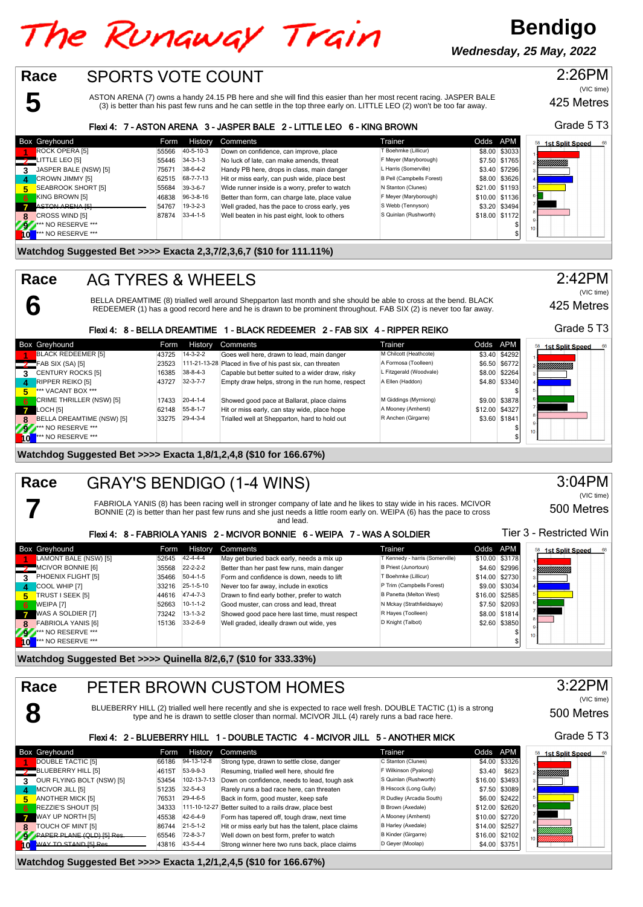# The Runaway Train

**Bendigo**
*Wednesday, 25 May, 2022*

## Race 5 — SPORTS VOTE COUNT

2:26PM (VIC time) — 425 Metres — Grade 5 T3

ASTON ARENA (7) owns a handy 24.15 PB here and she will find this easier than her most recent racing. JASPER BALE (3) is better than his past few runs and he can settle in the top three early on. LITTLE LEO (2) won't be too far away.

**Flexi 4: 7 - ASTON ARENA 3 - JASPER BALE 2 - LITTLE LEO 6 - KING BROWN**

| Box | Greyhound | Form | History | Comments | Trainer | Odds | APM |
|---|---|---|---|---|---|---|---|
| 1 | ROCK OPERA [5] | 55566 | 40-5-10-3 | Down on confidence, can improve, place | T Boehmke (Lillicur) | $8.00 | $3033 |
| 2 | LITTLE LEO [5] | 55446 | 34-3-1-3 | No luck of late, can make amends, threat | F Meyer (Maryborough) | $7.50 | $1765 |
| 3 | JASPER BALE (NSW) [5] | 75671 | 38-6-4-2 | Handy PB here, drops in class, main danger | L Harris (Somerville) | $3.40 | $7296 |
| 4 | CROWN JIMMY [5] | 62515 | 68-7-7-13 | Hit or miss early, can push wide, place best | B Pell (Campbells Forest) | $8.00 | $3626 |
| 5 | SEABROOK SHORT [5] | 55684 | 39-3-6-7 | Wide runner inside is a worry, prefer to watch | N Stanton (Clunes) | $21.00 | $1193 |
| 6 | KING BROWN [5] | 46838 | 96-3-8-16 | Better than form, can charge late, place value | F Meyer (Maryborough) | $10.00 | $1136 |
| 7 | ASTON ARENA [5] | 54767 | 19-3-2-3 | Well graded, has the pace to cross early, yes | S Webb (Tennyson) | $3.20 | $3494 |
| 8 | CROSS WIND [5] | 87874 | 33-4-1-5 | Well beaten in his past eight, look to others | S Quinlan (Rushworth) | $18.00 | $1172 |
| 9 | *** NO RESERVE *** | | | | | | $ |
| 10 | *** NO RESERVE *** | | | | | | $ |

**Watchdog Suggested Bet >>>> Exacta 2,3,7/2,3,6,7 ($10 for 111.11%)**

## Race 6 — AG TYRES & WHEELS

2:42PM (VIC time) — 425 Metres — Grade 5 T3

BELLA DREAMTIME (8) trialled well around Shepparton last month and she should be able to cross at the bend. BLACK REDEEMER (1) has a good record here and he is drawn to be prominent throughout. FAB SIX (2) is never too far away.

**Flexi 4: 8 - BELLA DREAMTIME 1 - BLACK REDEEMER 2 - FAB SIX 4 - RIPPER REIKO**

| Box | Greyhound | Form | History | Comments | Trainer | Odds | APM |
|---|---|---|---|---|---|---|---|
| 1 | BLACK REDEEMER [5] | 43725 | 14-3-2-2 | Goes well here, drawn to lead, main danger | M Chilcott (Heathcote) | $3.40 | $4292 |
| 2 | FAB SIX (SA) [5] | 23523 | 111-21-13-28 | Placed in five of his past six, can threaten | A Formosa (Toolleen) | $6.50 | $6772 |
| 3 | CENTURY ROCKS [5] | 16385 | 38-8-4-3 | Capable but better suited to a wider draw, risky | L Fitzgerald (Woodvale) | $8.00 | $2264 |
| 4 | RIPPER REIKO [5] | 43727 | 32-3-7-7 | Empty draw helps, strong in the run home, respect | A Ellen (Haddon) | $4.80 | $3340 |
| 5 | *** VACANT BOX *** | | | | | | $ |
| 6 | CRIME THRILLER (NSW) [5] | 17433 | 20-4-1-4 | Showed good pace at Ballarat, place claims | M Giddings (Myrniong) | $9.00 | $3878 |
| 7 | LOCH [5] | 62148 | 55-8-1-7 | Hit or miss early, can stay wide, place hope | A Mooney (Amherst) | $12.00 | $4327 |
| 8 | BELLA DREAMTIME (NSW) [5] | 33275 | 29-4-3-4 | Trialled well at Shepparton, hard to hold out | R Anchen (Girgarre) | $3.60 | $1841 |
| 9 | *** NO RESERVE *** | | | | | | $ |
| 10 | *** NO RESERVE *** | | | | | | $ |

**Watchdog Suggested Bet >>>> Exacta 1,8/1,2,4,8 ($10 for 166.67%)**

## Race 7 — GRAY'S BENDIGO (1-4 WINS)

3:04PM (VIC time) — 500 Metres — Tier 3 - Restricted Win

FABRIOLA YANIS (8) has been racing well in stronger company of late and he likes to stay wide in his races. MCIVOR BONNIE (2) is better than her past few runs and she just needs a little room early on. WEIPA (6) has the pace to cross and lead.

**Flexi 4: 8 - FABRIOLA YANIS 2 - MCIVOR BONNIE 6 - WEIPA 7 - WAS A SOLDIER**

| Box | Greyhound | Form | History | Comments | Trainer | Odds | APM |
|---|---|---|---|---|---|---|---|
| 1 | LAMONT BALE (NSW) [5] | 52645 | 42-4-4-4 | May get buried back early, needs a mix up | T Kennedy - harris (Somerville) | $10.00 | $3178 |
| 2 | MCIVOR BONNIE [6] | 35568 | 22-2-2-2 | Better than her past few runs, main danger | B Priest (Junortoun) | $4.60 | $2996 |
| 3 | PHOENIX FLIGHT [5] | 35466 | 50-4-1-5 | Form and confidence is down, needs to lift | T Boehmke (Lillicur) | $14.00 | $2730 |
| 4 | COOL WHIP [7] | 33216 | 25-1-5-10 | Never too far away, include in exotics | P Trim (Campbells Forest) | $9.00 | $3034 |
| 5 | TRUST I SEEK [5] | 44616 | 47-4-7-3 | Drawn to find early bother, prefer to watch | B Panetta (Melton West) | $16.00 | $2585 |
| 6 | WEIPA [7] | 52663 | 10-1-1-2 | Good muster, can cross and lead, threat | N Mckay (Strathfieldsaye) | $7.50 | $2093 |
| 7 | WAS A SOLDIER [7] | 73242 | 13-1-3-2 | Showed good pace here last time, must respect | R Hayes (Toolleen) | $8.00 | $1814 |
| 8 | FABRIOLA YANIS [6] | 15136 | 33-2-6-9 | Well graded, ideally drawn out wide, yes | D Knight (Talbot) | $2.60 | $3850 |
| 9 | *** NO RESERVE *** | | | | | | $ |
| 10 | *** NO RESERVE *** | | | | | | $ |

**Watchdog Suggested Bet >>>> Quinella 8/2,6,7 ($10 for 333.33%)**

## Race 8 — PETER BROWN CUSTOM HOMES

3:22PM (VIC time) — 500 Metres — Grade 5 T3

BLUEBERRY HILL (2) trialled well here recently and she is expected to race well fresh. DOUBLE TACTIC (1) is a strong type and he is drawn to settle closer than normal. MCIVOR JILL (4) rarely runs a bad race here.

**Flexi 4: 2 - BLUEBERRY HILL 1 - DOUBLE TACTIC 4 - MCIVOR JILL 5 - ANOTHER MICK**

| Box | Greyhound | Form | History | Comments | Trainer | Odds | APM |
|---|---|---|---|---|---|---|---|
| 1 | DOUBLE TACTIC [5] | 66186 | 94-13-12-8 | Strong type, drawn to settle close, danger | C Stanton (Clunes) | $4.00 | $3326 |
| 2 | BLUEBERRY HILL [5] | 4615T | 53-9-9-3 | Resuming, trialled well here, should fire | F Wilkinson (Pyalong) | $3.40 | $623 |
| 3 | OUR FLYING BOLT (NSW) [5] | 53454 | 102-13-7-13 | Down on confidence, needs to lead, tough ask | S Quinlan (Rushworth) | $16.00 | $3493 |
| 4 | MCIVOR JILL [5] | 51235 | 32-5-4-3 | Rarely runs a bad race here, can threaten | B Hiscock (Long Gully) | $7.50 | $3089 |
| 5 | ANOTHER MICK [5] | 76531 | 29-4-6-5 | Back in form, good muster, keep safe | R Dudley (Arcadia South) | $6.00 | $2422 |
| 6 | REZZIE'S SHOUT [5] | 34333 | 111-10-12-27 | Better suited to a rails draw, place best | B Brown (Axedale) | $12.00 | $2620 |
| 7 | WAY UP NORTH [5] | 45538 | 42-6-4-9 | Form has tapered off, tough draw, next time | A Mooney (Amherst) | $10.00 | $2720 |
| 8 | TOUCH OF MINT [5] | 86744 | 21-5-1-2 | Hit or miss early but has the talent, place claims | B Harley (Axedale) | $14.00 | $2527 |
| 9 | PAPER PLANE (QLD) [5] Res. | 65546 | 72-8-3-7 | Well down on best form, prefer to watch | B Kinder (Girgarre) | $16.00 | $2102 |
| 10 | WAY TO STAND [5] Res. | 43816 | 43-5-4-4 | Strong winner here two runs back, place claims | D Geyer (Moolap) | $4.00 | $3751 |

**Watchdog Suggested Bet >>>> Exacta 1,2/1,2,4,5 ($10 for 166.67%)**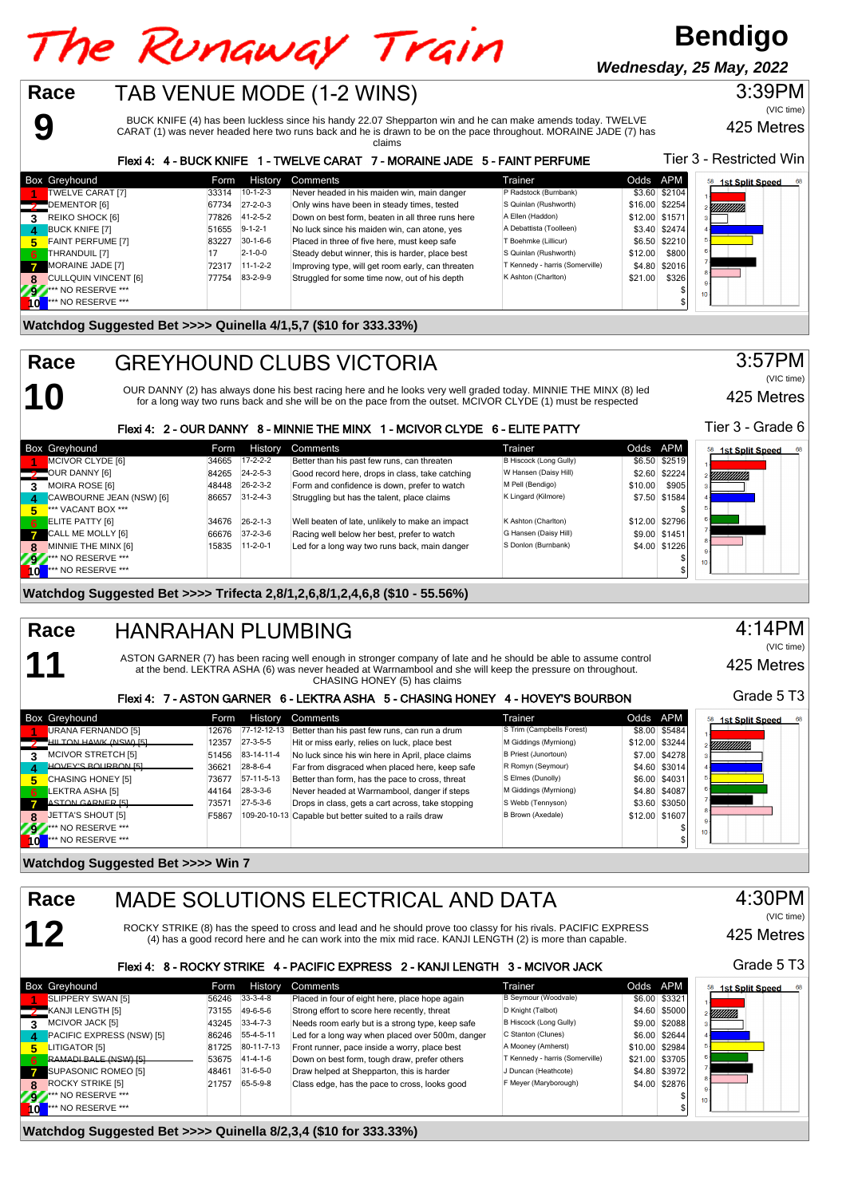# The Runaway Train

**Bendigo**

***Wednesday, 25 May, 2022***

## Race 9 — TAB VENUE MODE (1-2 WINS)

3:39PM (VIC time) — 425 Metres

BUCK KNIFE (4) has been luckless since his handy 22.07 Shepparton win and he can make amends today. TWELVE CARAT (1) was never headed here two runs back and he is drawn to be on the pace throughout. MORAINE JADE (7) has claims

**Flexi 4: 4 - BUCK KNIFE 1 - TWELVE CARAT 7 - MORAINE JADE 5 - FAINT PERFUME**

Tier 3 - Restricted Win

| Box | Greyhound | Form | History | Comments | Trainer | Odds | APM |
|---|---|---|---|---|---|---|---|
| 1 | TWELVE CARAT [7] | 33314 | 10-1-2-3 | Never headed in his maiden win, main danger | P Radstock (Burnbank) | $3.60 | $2104 |
| 2 | DEMENTOR [6] | 67734 | 27-2-0-3 | Only wins have been in steady times, tested | S Quinlan (Rushworth) | $16.00 | $2254 |
| 3 | REIKO SHOCK [6] | 77826 | 41-2-5-2 | Down on best form, beaten in all three runs here | A Ellen (Haddon) | $12.00 | $1571 |
| 4 | BUCK KNIFE [7] | 51655 | 9-1-2-1 | No luck since his maiden win, can atone, yes | A Debattista (Toolleen) | $3.40 | $2474 |
| 5 | FAINT PERFUME [7] | 83227 | 30-1-6-6 | Placed in three of five here, must keep safe | T Boehmke (Lillicur) | $6.50 | $2210 |
| 6 | THRANDUIL [7] | 17 | 2-1-0-0 | Steady debut winner, this is harder, place best | S Quinlan (Rushworth) | $12.00 | $800 |
| 7 | MORAINE JADE [7] | 72317 | 11-1-2-2 | Improving type, will get room early, can threaten | T Kennedy - harris (Somerville) | $4.80 | $2016 |
| 8 | CULLQUIN VINCENT [6] | 77754 | 83-2-9-9 | Struggled for some time now, out of his depth | K Ashton (Charlton) | $21.00 | $326 |
| 9 | *** NO RESERVE *** | | | | | | $ |
| 10 | *** NO RESERVE *** | | | | | | $ |

**Watchdog Suggested Bet >>>> Quinella 4/1,5,7 ($10 for 333.33%)**

## Race 10 — GREYHOUND CLUBS VICTORIA

3:57PM (VIC time) — 425 Metres

OUR DANNY (2) has always done his best racing here and he looks very well graded today. MINNIE THE MINX (8) led for a long way two runs back and she will be on the pace from the outset. MCIVOR CLYDE (1) must be respected

**Flexi 4: 2 - OUR DANNY 8 - MINNIE THE MINX 1 - MCIVOR CLYDE 6 - ELITE PATTY**

Tier 3 - Grade 6

| Box | Greyhound | Form | History | Comments | Trainer | Odds | APM |
|---|---|---|---|---|---|---|---|
| 1 | MCIVOR CLYDE [6] | 34665 | 17-2-2-2 | Better than his past few runs, can threaten | B Hiscock (Long Gully) | $6.50 | $2519 |
| 2 | OUR DANNY [6] | 84265 | 24-2-5-3 | Good record here, drops in class, take catching | W Hansen (Daisy Hill) | $2.60 | $2224 |
| 3 | MOIRA ROSE [6] | 48448 | 26-2-3-2 | Form and confidence is down, prefer to watch | M Pell (Bendigo) | $10.00 | $905 |
| 4 | CAWBOURNE JEAN (NSW) [6] | 86657 | 31-2-4-3 | Struggling but has the talent, place claims | K Lingard (Kilmore) | $7.50 | $1584 |
| 5 | *** VACANT BOX *** | | | | | | $ |
| 6 | ELITE PATTY [6] | 34676 | 26-2-1-3 | Well beaten of late, unlikely to make an impact | K Ashton (Charlton) | $12.00 | $2796 |
| 7 | CALL ME MOLLY [6] | 66676 | 37-2-3-6 | Racing well below her best, prefer to watch | G Hansen (Daisy Hill) | $9.00 | $1451 |
| 8 | MINNIE THE MINX [6] | 15835 | 11-2-0-1 | Led for a long way two runs back, main danger | S Donlon (Burnbank) | $4.00 | $1226 |
| 9 | *** NO RESERVE *** | | | | | | $ |
| 10 | *** NO RESERVE *** | | | | | | $ |

**Watchdog Suggested Bet >>>> Trifecta 2,8/1,2,6,8/1,2,4,6,8 ($10 - 55.56%)**

## Race 11 — HANRAHAN PLUMBING

4:14PM (VIC time) — 425 Metres

ASTON GARNER (7) has been racing well enough in stronger company of late and he should be able to assume control at the bend. LEKTRA ASHA (6) was never headed at Warrnambool and she will keep the pressure on throughout. CHASING HONEY (5) has claims

**Flexi 4: 7 - ASTON GARNER 6 - LEKTRA ASHA 5 - CHASING HONEY 4 - HOVEY'S BOURBON**

Grade 5 T3

| Box | Greyhound | Form | History | Comments | Trainer | Odds | APM |
|---|---|---|---|---|---|---|---|
| 1 | URANA FERNANDO [5] | 12676 | 77-12-12-13 | Better than his past few runs, can run a drum | S Trim (Campbells Forest) | $8.00 | $5484 |
| 2 | ~~HILTON HAWK (NSW) [5]~~ | 12357 | 27-3-5-5 | Hit or miss early, relies on luck, place best | M Giddings (Myrniong) | $12.00 | $3244 |
| 3 | MCIVOR STRETCH [5] | 51456 | 83-14-11-4 | No luck since his win here in April, place claims | B Priest (Junortoun) | $7.00 | $4278 |
| 4 | ~~HOVEY'S BOURBON [5]~~ | 36621 | 28-8-6-4 | Far from disgraced when placed here, keep safe | R Romyn (Seymour) | $4.60 | $3014 |
| 5 | CHASING HONEY [5] | 73677 | 57-11-5-13 | Better than form, has the pace to cross, threat | S Elmes (Dunolly) | $6.00 | $4031 |
| 6 | LEKTRA ASHA [5] | 44164 | 28-3-3-6 | Never headed at Warrnambool, danger if steps | M Giddings (Myrniong) | $4.80 | $4087 |
| 7 | ~~ASTON GARNER [5]~~ | 73571 | 27-5-3-6 | Drops in class, gets a cart across, take stopping | S Webb (Tennyson) | $3.60 | $3050 |
| 8 | JETTA'S SHOUT [5] | F5867 | 109-20-10-13 | Capable but better suited to a rails draw | B Brown (Axedale) | $12.00 | $1607 |
| 9 | *** NO RESERVE *** | | | | | | $ |
| 10 | *** NO RESERVE *** | | | | | | $ |

**Watchdog Suggested Bet >>>> Win 7**

## Race 12 — MADE SOLUTIONS ELECTRICAL AND DATA

4:30PM (VIC time) — 425 Metres

ROCKY STRIKE (8) has the speed to cross and lead and he should prove too classy for his rivals. PACIFIC EXPRESS (4) has a good record here and he can work into the mix mid race. KANJI LENGTH (2) is more than capable.

**Flexi 4: 8 - ROCKY STRIKE 4 - PACIFIC EXPRESS 2 - KANJI LENGTH 3 - MCIVOR JACK**

Grade 5 T3

| Box | Greyhound | Form | History | Comments | Trainer | Odds | APM |
|---|---|---|---|---|---|---|---|
| 1 | SLIPPERY SWAN [5] | 56246 | 33-3-4-8 | Placed in four of eight here, place hope again | B Seymour (Woodvale) | $6.00 | $3321 |
| 2 | KANJI LENGTH [5] | 73155 | 49-6-5-6 | Strong effort to score here recently, threat | D Knight (Talbot) | $4.60 | $5000 |
| 3 | MCIVOR JACK [5] | 43245 | 33-4-7-3 | Needs room early but is a strong type, keep safe | B Hiscock (Long Gully) | $9.00 | $2088 |
| 4 | PACIFIC EXPRESS (NSW) [5] | 86246 | 55-4-5-11 | Led for a long way when placed over 500m, danger | C Stanton (Clunes) | $6.00 | $2644 |
| 5 | LITIGATOR [5] | 81725 | 80-11-7-13 | Front runner, pace inside a worry, place best | A Mooney (Amherst) | $10.00 | $2984 |
| 6 | ~~RAMADI BALE (NSW) [5]~~ | 53675 | 41-4-1-6 | Down on best form, tough draw, prefer others | T Kennedy - harris (Somerville) | $21.00 | $3705 |
| 7 | SUPASONIC ROMEO [5] | 48461 | 31-6-5-0 | Draw helped at Shepparton, this is harder | J Duncan (Heathcote) | $4.80 | $3972 |
| 8 | ROCKY STRIKE [5] | 21757 | 65-5-9-8 | Class edge, has the pace to cross, looks good | F Meyer (Maryborough) | $4.00 | $2876 |
| 9 | *** NO RESERVE *** | | | | | | $ |
| 10 | *** NO RESERVE *** | | | | | | $ |

**Watchdog Suggested Bet >>>> Quinella 8/2,3,4 ($10 for 333.33%)**